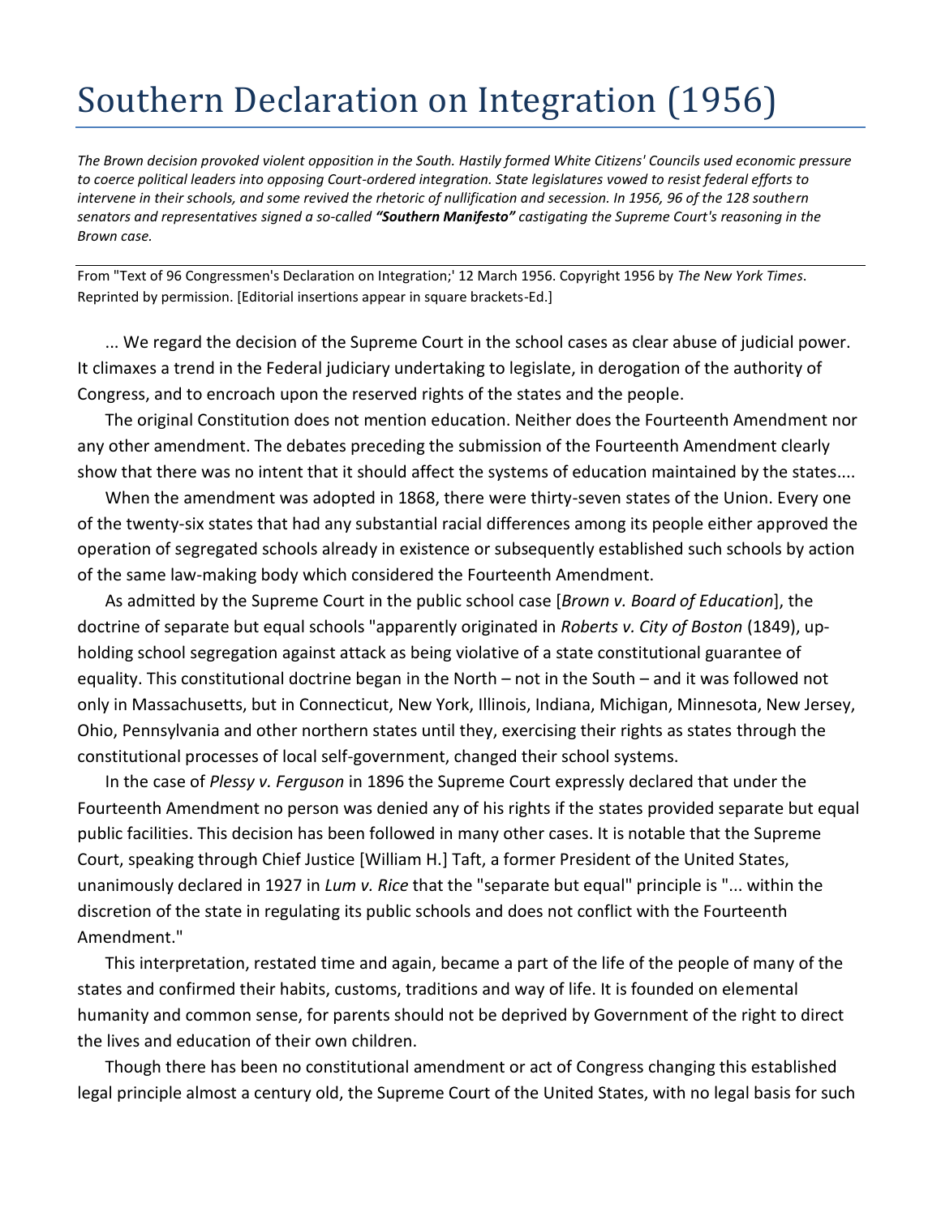# Southern Declaration on Integration (1956)

*The Brown decision provoked violent opposition in the South. Hastily formed White Citizens' Councils used economic pressure to coerce political leaders into opposing Court-ordered integration. State legislatures vowed to resist federal efforts to intervene in their schools, and some revived the rhetoric of nullification and secession. In 1956, 96 of the 128 southern senators and representatives signed a so-called **"Southern Manifesto"** castigating the Supreme Court's reasoning in the Brown case.*

---

From "Text of 96 Congressmen's Declaration on Integration;' 12 March 1956. Copyright 1956 by *The New York Times*. Reprinted by permission. [Editorial insertions appear in square brackets-Ed.]

... We regard the decision of the Supreme Court in the school cases as clear abuse of judicial power. It climaxes a trend in the Federal judiciary undertaking to legislate, in derogation of the authority of Congress, and to encroach upon the reserved rights of the states and the people.

The original Constitution does not mention education. Neither does the Fourteenth Amendment nor any other amendment. The debates preceding the submission of the Fourteenth Amendment clearly show that there was no intent that it should affect the systems of education maintained by the states....

When the amendment was adopted in 1868, there were thirty-seven states of the Union. Every one of the twenty-six states that had any substantial racial differences among its people either approved the operation of segregated schools already in existence or subsequently established such schools by action of the same law-making body which considered the Fourteenth Amendment.

As admitted by the Supreme Court in the public school case [*Brown v. Board of Education*], the doctrine of separate but equal schools "apparently originated in *Roberts v. City of Boston* (1849), up-holding school segregation against attack as being violative of a state constitutional guarantee of equality. This constitutional doctrine began in the North – not in the South – and it was followed not only in Massachusetts, but in Connecticut, New York, Illinois, Indiana, Michigan, Minnesota, New Jersey, Ohio, Pennsylvania and other northern states until they, exercising their rights as states through the constitutional processes of local self-government, changed their school systems.

In the case of *Plessy v. Ferguson* in 1896 the Supreme Court expressly declared that under the Fourteenth Amendment no person was denied any of his rights if the states provided separate but equal public facilities. This decision has been followed in many other cases. It is notable that the Supreme Court, speaking through Chief Justice [William H.] Taft, a former President of the United States, unanimously declared in 1927 in *Lum v. Rice* that the "separate but equal" principle is "... within the discretion of the state in regulating its public schools and does not conflict with the Fourteenth Amendment."

This interpretation, restated time and again, became a part of the life of the people of many of the states and confirmed their habits, customs, traditions and way of life. It is founded on elemental humanity and common sense, for parents should not be deprived by Government of the right to direct the lives and education of their own children.

Though there has been no constitutional amendment or act of Congress changing this established legal principle almost a century old, the Supreme Court of the United States, with no legal basis for such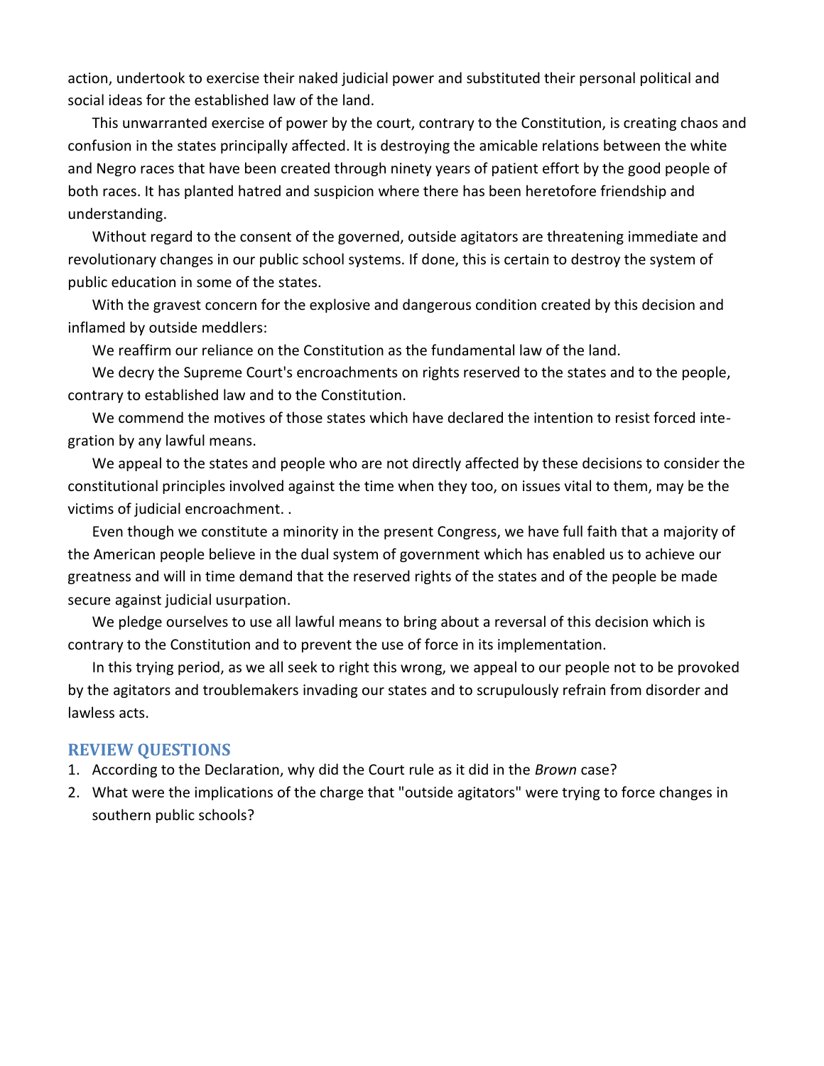action, undertook to exercise their naked judicial power and substituted their personal political and social ideas for the established law of the land.

This unwarranted exercise of power by the court, contrary to the Constitution, is creating chaos and confusion in the states principally affected. It is destroying the amicable relations between the white and Negro races that have been created through ninety years of patient effort by the good people of both races. It has planted hatred and suspicion where there has been heretofore friendship and understanding.

Without regard to the consent of the governed, outside agitators are threatening immediate and revolutionary changes in our public school systems. If done, this is certain to destroy the system of public education in some of the states.

With the gravest concern for the explosive and dangerous condition created by this decision and inflamed by outside meddlers:

We reaffirm our reliance on the Constitution as the fundamental law of the land.

We decry the Supreme Court's encroachments on rights reserved to the states and to the people, contrary to established law and to the Constitution.

We commend the motives of those states which have declared the intention to resist forced integration by any lawful means.

We appeal to the states and people who are not directly affected by these decisions to consider the constitutional principles involved against the time when they too, on issues vital to them, may be the victims of judicial encroachment. .

Even though we constitute a minority in the present Congress, we have full faith that a majority of the American people believe in the dual system of government which has enabled us to achieve our greatness and will in time demand that the reserved rights of the states and of the people be made secure against judicial usurpation.

We pledge ourselves to use all lawful means to bring about a reversal of this decision which is contrary to the Constitution and to prevent the use of force in its implementation.

In this trying period, as we all seek to right this wrong, we appeal to our people not to be provoked by the agitators and troublemakers invading our states and to scrupulously refrain from disorder and lawless acts.

## REVIEW QUESTIONS

1. According to the Declaration, why did the Court rule as it did in the *Brown* case?
2. What were the implications of the charge that "outside agitators" were trying to force changes in southern public schools?